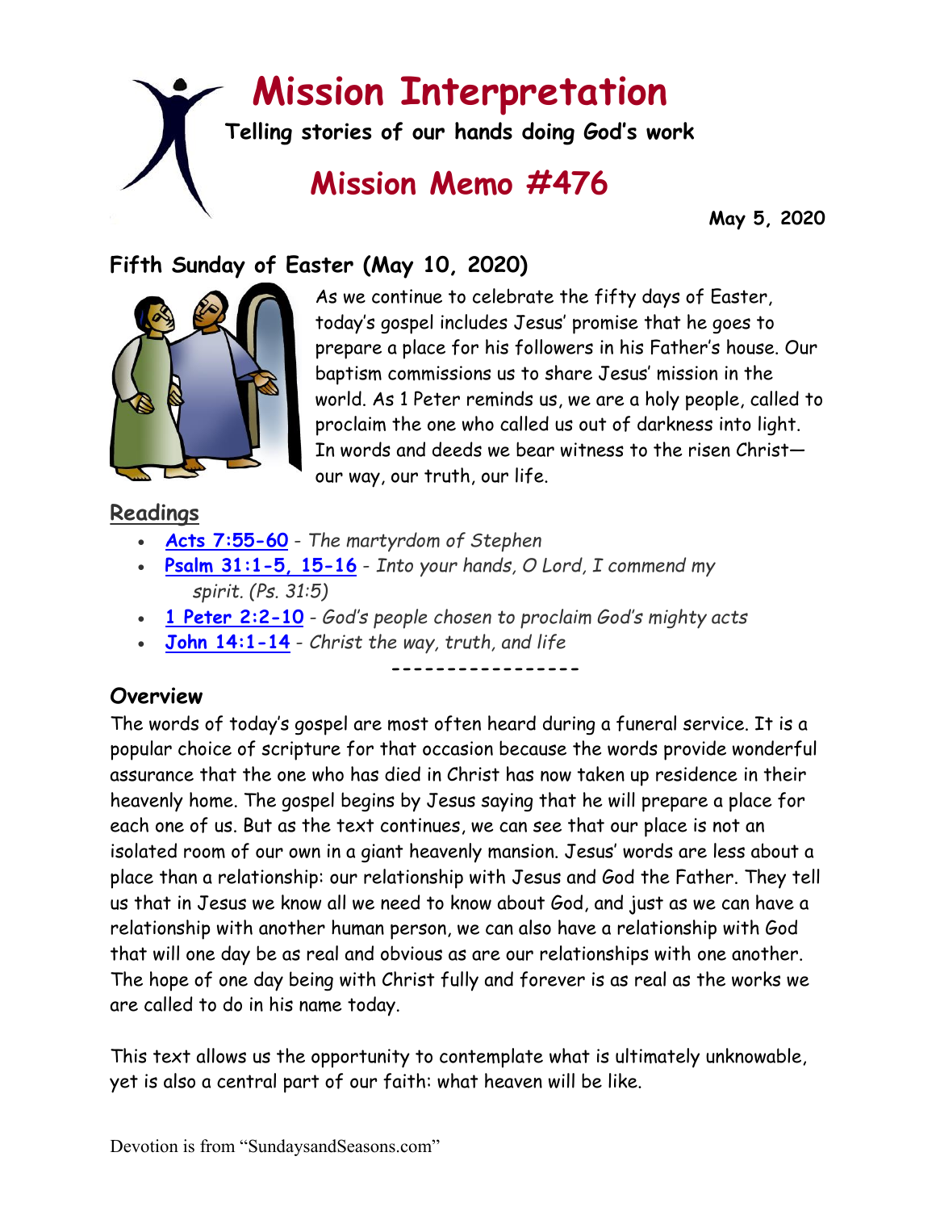# Mission Interpretation

**Telling stories of our hands doing God's work**

## Mission Memo #476

**May 5, 2020**

### Fifth Sunday of Easter (May 10, 2020)

As we continue to celebrate the fifty days of Easter, today's gospel includes Jesus' promise that he goes to prepare a place for his followers in his Father's house. Our baptism commissions us to share Jesus' mission in the world. As 1 Peter reminds us, we are a holy people, called to proclaim the one who called us out of darkness into light. In words and deeds we bear witness to the risen Christ—our way, our truth, our life.

### Readings

- **Acts 7:55-60** - *The martyrdom of Stephen*
- **Psalm 31:1-5, 15-16** - *Into your hands, O Lord, I commend my spirit. (Ps. 31:5)*
- **1 Peter 2:2-10** - *God's people chosen to proclaim God's mighty acts*
- **John 14:1-14** - *Christ the way, truth, and life*

-----------------

### Overview

The words of today's gospel are most often heard during a funeral service. It is a popular choice of scripture for that occasion because the words provide wonderful assurance that the one who has died in Christ has now taken up residence in their heavenly home. The gospel begins by Jesus saying that he will prepare a place for each one of us. But as the text continues, we can see that our place is not an isolated room of our own in a giant heavenly mansion. Jesus' words are less about a place than a relationship: our relationship with Jesus and God the Father. They tell us that in Jesus we know all we need to know about God, and just as we can have a relationship with another human person, we can also have a relationship with God that will one day be as real and obvious as are our relationships with one another. The hope of one day being with Christ fully and forever is as real as the works we are called to do in his name today.

This text allows us the opportunity to contemplate what is ultimately unknowable, yet is also a central part of our faith: what heaven will be like.

Devotion is from "SundaysandSeasons.com"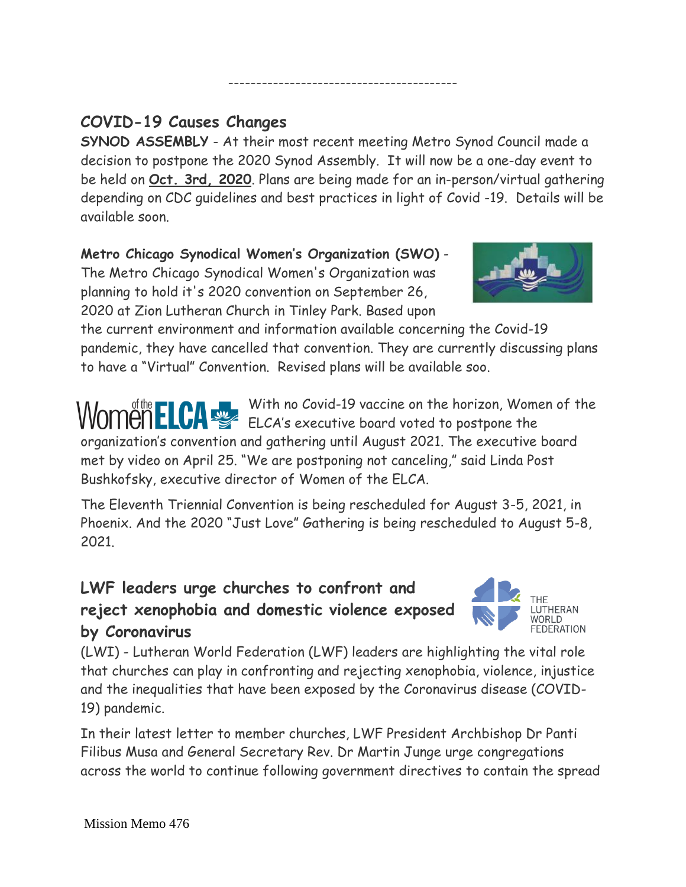----------------------------------------

## COVID-19 Causes Changes

**SYNOD ASSEMBLY** - At their most recent meeting Metro Synod Council made a decision to postpone the 2020 Synod Assembly. It will now be a one-day event to be held on **Oct. 3rd, 2020**. Plans are being made for an in-person/virtual gathering depending on CDC guidelines and best practices in light of Covid -19. Details will be available soon.

**Metro Chicago Synodical Women's Organization (SWO)** - The Metro Chicago Synodical Women's Organization was planning to hold it's 2020 convention on September 26, 2020 at Zion Lutheran Church in Tinley Park. Based upon the current environment and information available concerning the Covid-19 pandemic, they have cancelled that convention. They are currently discussing plans to have a "Virtual" Convention. Revised plans will be available soo.

Women of the ELCA

With no Covid-19 vaccine on the horizon, Women of the ELCA's executive board voted to postpone the organization's convention and gathering until August 2021. The executive board met by video on April 25. "We are postponing not canceling," said Linda Post Bushkofsky, executive director of Women of the ELCA.

The Eleventh Triennial Convention is being rescheduled for August 3-5, 2021, in Phoenix. And the 2020 "Just Love" Gathering is being rescheduled to August 5-8, 2021.

## LWF leaders urge churches to confront and reject xenophobia and domestic violence exposed by Coronavirus

THE LUTHERAN WORLD FEDERATION

(LWI) - Lutheran World Federation (LWF) leaders are highlighting the vital role that churches can play in confronting and rejecting xenophobia, violence, injustice and the inequalities that have been exposed by the Coronavirus disease (COVID-19) pandemic.

In their latest letter to member churches, LWF President Archbishop Dr Panti Filibus Musa and General Secretary Rev. Dr Martin Junge urge congregations across the world to continue following government directives to contain the spread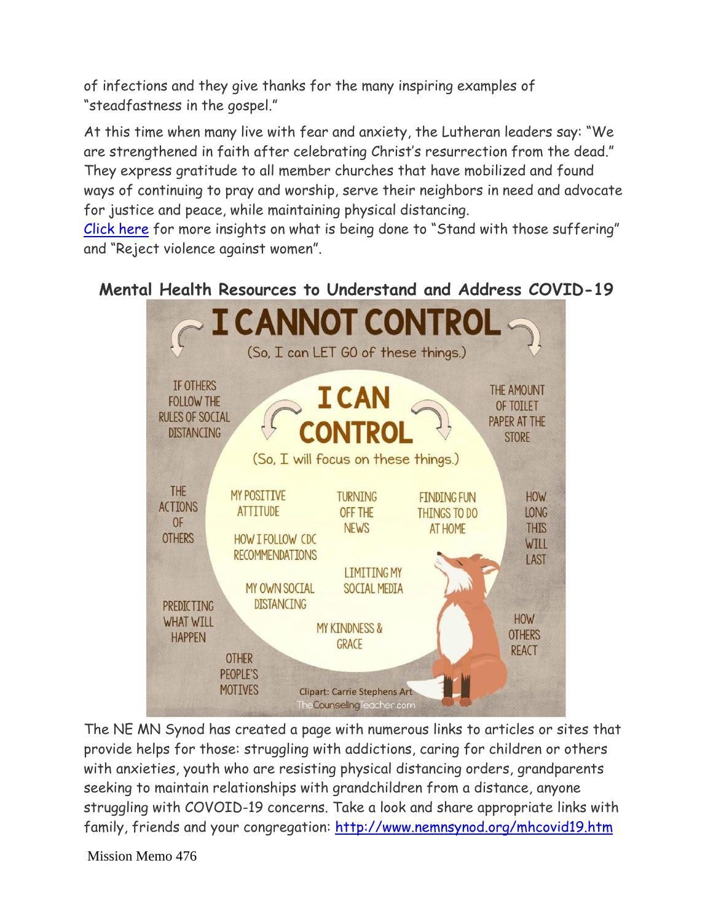of infections and they give thanks for the many inspiring examples of "steadfastness in the gospel."

At this time when many live with fear and anxiety, the Lutheran leaders say: "We are strengthened in faith after celebrating Christ's resurrection from the dead." They express gratitude to all member churches that have mobilized and found ways of continuing to pray and worship, serve their neighbors in need and advocate for justice and peace, while maintaining physical distancing. [Click here]() for more insights on what is being done to "Stand with those suffering" and "Reject violence against women".

## Mental Health Resources to Understand and Address COVID-19

**I CANNOT CONTROL**

(So, I can LET GO of these things.)

- IF OTHERS FOLLOW THE RULES OF SOCIAL DISTANCING
- THE AMOUNT OF TOILET PAPER AT THE STORE
- THE ACTIONS OF OTHERS
- HOW LONG THIS WILL LAST
- PREDICTING WHAT WILL HAPPEN
- HOW OTHERS REACT
- OTHER PEOPLE'S MOTIVES

**I CAN CONTROL**

(So, I will focus on these things.)

- MY POSITIVE ATTITUDE
- TURNING OFF THE NEWS
- FINDING FUN THINGS TO DO AT HOME
- HOW I FOLLOW CDC RECOMMENDATIONS
- LIMITING MY SOCIAL MEDIA
- MY OWN SOCIAL DISTANCING
- MY KINDNESS & GRACE

Clipart: Carrie Stephens Art
TheCounselingTeacher.com

The NE MN Synod has created a page with numerous links to articles or sites that provide helps for those: struggling with addictions, caring for children or others with anxieties, youth who are resisting physical distancing orders, grandparents seeking to maintain relationships with grandchildren from a distance, anyone struggling with COVOID-19 concerns. Take a look and share appropriate links with family, friends and your congregation: [http://www.nemnsynod.org/mhcovid19.htm](http://www.nemnsynod.org/mhcovid19.htm)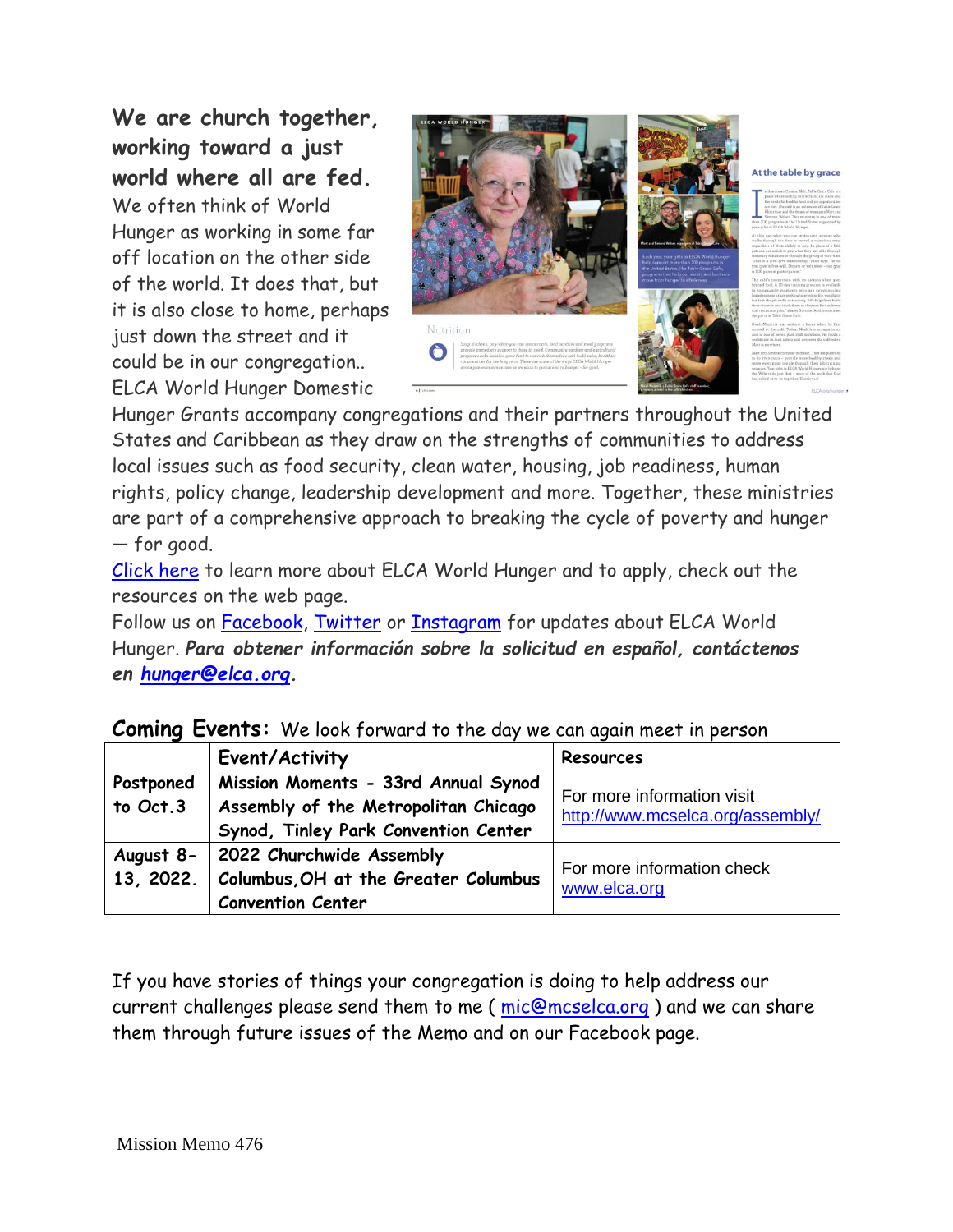**We are church together, working toward a just world where all are fed.**

We often think of World Hunger as working in some far off location on the other side of the world. It does that, but it is also close to home, perhaps just down the street and it could be in our congregation.. ELCA World Hunger Domestic Hunger Grants accompany congregations and their partners throughout the United States and Caribbean as they draw on the strengths of communities to address local issues such as food security, clean water, housing, job readiness, human rights, policy change, leadership development and more. Together, these ministries are part of a comprehensive approach to breaking the cycle of poverty and hunger — for good.

Click here to learn more about ELCA World Hunger and to apply, check out the resources on the web page.

Follow us on Facebook, Twitter or Instagram for updates about ELCA World Hunger. ***Para obtener información sobre la solicitud en español, contáctenos en hunger@elca.org.***

**Coming Events:** We look forward to the day we can again meet in person

| | Event/Activity | Resources |
|---|---|---|
| Postponed to Oct.3 | Mission Moments - 33rd Annual Synod Assembly of the Metropolitan Chicago Synod, Tinley Park Convention Center | For more information visit http://www.mcselca.org/assembly/ |
| August 8-13, 2022. | 2022 Churchwide Assembly Columbus,OH at the Greater Columbus Convention Center | For more information check www.elca.org |

If you have stories of things your congregation is doing to help address our current challenges please send them to me ( mic@mcselca.org ) and we can share them through future issues of the Memo and on our Facebook page.

Mission Memo 476